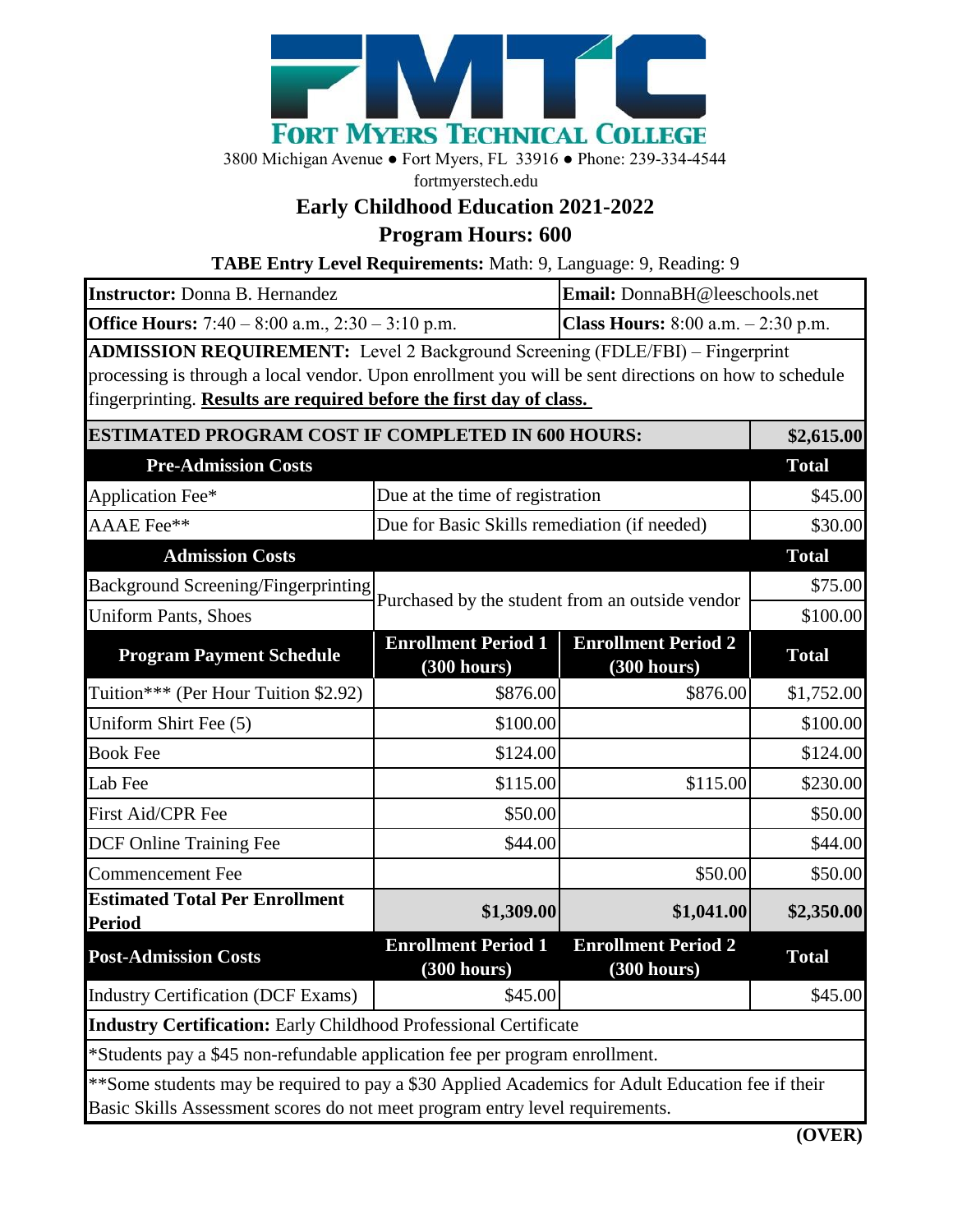# FORT MYERS TECHNICAL COLLEGE

3800 Michigan Avenue ● Fort Myers, FL 33916 ● Phone: 239-334-4544

fortmyerstech.edu

## Early Childhood Education 2021-2022

## Program Hours: 600

**TABE Entry Level Requirements:** Math: 9, Language: 9, Reading: 9

| **Instructor:** Donna B. Hernandez | **Email:** DonnaBH@leeschools.net |
|---|---|
| **Office Hours:** 7:40 – 8:00 a.m., 2:30 – 3:10 p.m. | **Class Hours:** 8:00 a.m. – 2:30 p.m. |

**ADMISSION REQUIREMENT:** Level 2 Background Screening (FDLE/FBI) – Fingerprint processing is through a local vendor. Upon enrollment you will be sent directions on how to schedule fingerprinting. **Results are required before the first day of class.**

| **ESTIMATED PROGRAM COST IF COMPLETED IN 600 HOURS:** | | | **$2,615.00** |
|---|---|---|---|
| **Pre-Admission Costs** | | | **Total** |
| Application Fee* | Due at the time of registration | | $45.00 |
| AAAE Fee** | Due for Basic Skills remediation (if needed) | | $30.00 |
| **Admission Costs** | | | **Total** |
| Background Screening/Fingerprinting | Purchased by the student from an outside vendor | | $75.00 |
| Uniform Pants, Shoes | | | $100.00 |
| **Program Payment Schedule** | **Enrollment Period 1 (300 hours)** | **Enrollment Period 2 (300 hours)** | **Total** |
| Tuition*** (Per Hour Tuition $2.92) | $876.00 | $876.00 | $1,752.00 |
| Uniform Shirt Fee (5) | $100.00 | | $100.00 |
| Book Fee | $124.00 | | $124.00 |
| Lab Fee | $115.00 | $115.00 | $230.00 |
| First Aid/CPR Fee | $50.00 | | $50.00 |
| DCF Online Training Fee | $44.00 | | $44.00 |
| Commencement Fee | | $50.00 | $50.00 |
| **Estimated Total Per Enrollment Period** | **$1,309.00** | **$1,041.00** | **$2,350.00** |
| **Post-Admission Costs** | **Enrollment Period 1 (300 hours)** | **Enrollment Period 2 (300 hours)** | **Total** |
| Industry Certification (DCF Exams) | $45.00 | | $45.00 |

**Industry Certification:** Early Childhood Professional Certificate

*Students pay a $45 non-refundable application fee per program enrollment.

**Some students may be required to pay a $30 Applied Academics for Adult Education fee if their Basic Skills Assessment scores do not meet program entry level requirements.

**(OVER)**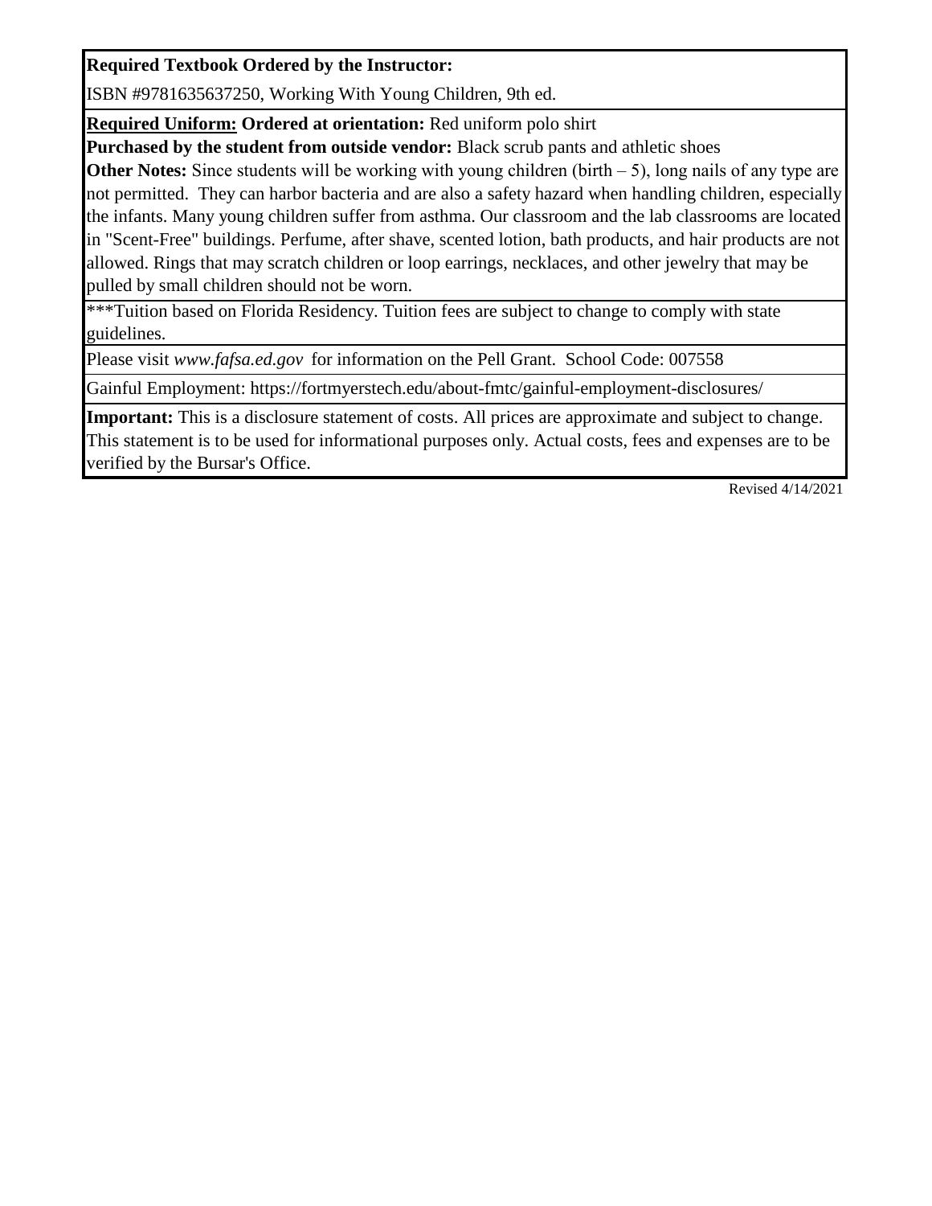**Required Textbook Ordered by the Instructor:**

ISBN #9781635637250, Working With Young Children, 9th ed.

**<u>Required Uniform:</u> Ordered at orientation:** Red uniform polo shirt

**Purchased by the student from outside vendor:** Black scrub pants and athletic shoes

**Other Notes:** Since students will be working with young children (birth – 5), long nails of any type are not permitted. They can harbor bacteria and are also a safety hazard when handling children, especially the infants. Many young children suffer from asthma. Our classroom and the lab classrooms are located in "Scent-Free" buildings. Perfume, after shave, scented lotion, bath products, and hair products are not allowed. Rings that may scratch children or loop earrings, necklaces, and other jewelry that may be pulled by small children should not be worn.

***Tuition based on Florida Residency. Tuition fees are subject to change to comply with state guidelines.

Please visit *www.fafsa.ed.gov* for information on the Pell Grant. School Code: 007558

Gainful Employment: https://fortmyerstech.edu/about-fmtc/gainful-employment-disclosures/

**Important:** This is a disclosure statement of costs. All prices are approximate and subject to change. This statement is to be used for informational purposes only. Actual costs, fees and expenses are to be verified by the Bursar's Office.

Revised 4/14/2021